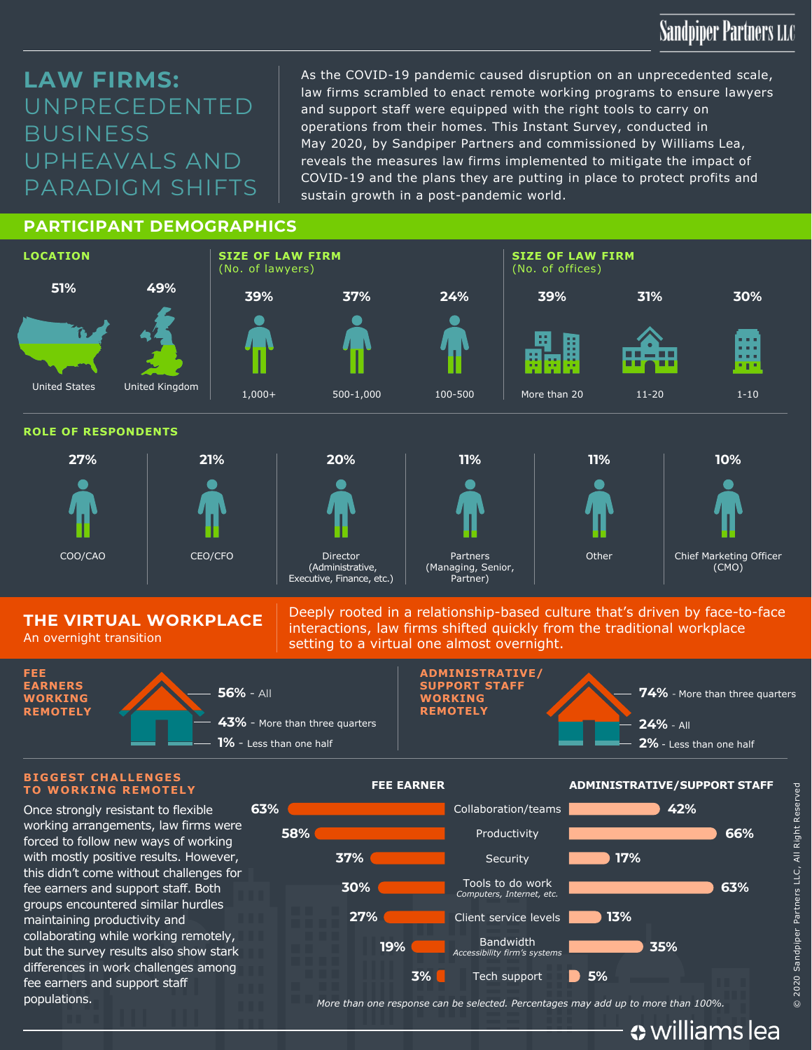Sandpiper Partners LLC

# LAW FIRMS: UNPRECEDENTED BUSINESS UPHEAVALS AND PARADIGM SHIFTS

As the COVID-19 pandemic caused disruption on an unprecedented scale, law firms scrambled to enact remote working programs to ensure lawyers and support staff were equipped with the right tools to carry on operations from their homes. This Instant Survey, conducted in May 2020, by Sandpiper Partners and commissioned by Williams Lea, reveals the measures law firms implemented to mitigate the impact of COVID-19 and the plans they are putting in place to protect profits and sustain growth in a post-pandemic world.

## PARTICIPANT DEMOGRAPHICS

### LOCATION

| United States | United Kingdom |
|---|---|
| 51% | 49% |

### SIZE OF LAW FIRM (No. of lawyers)

| 1,000+ | 500-1,000 | 100-500 |
|---|---|---|
| 39% | 37% | 24% |

### SIZE OF LAW FIRM (No. of offices)

| More than 20 | 11-20 | 1-10 |
|---|---|---|
| 39% | 31% | 30% |

### ROLE OF RESPONDENTS

| COO/CAO | CEO/CFO | Director (Administrative, Executive, Finance, etc.) | Partners (Managing, Senior, Partner) | Other | Chief Marketing Officer (CMO) |
|---|---|---|---|---|---|
| 27% | 21% | 20% | 11% | 11% | 10% |

## THE VIRTUAL WORKPLACE

An overnight transition

Deeply rooted in a relationship-based culture that's driven by face-to-face interactions, law firms shifted quickly from the traditional workplace setting to a virtual one almost overnight.

### FEE EARNERS WORKING REMOTELY

- **56%** - All
- **43%** - More than three quarters
- **1%** - Less than one half

### ADMINISTRATIVE/SUPPORT STAFF WORKING REMOTELY

- **74%** - More than three quarters
- **24%** - All
- **2%** - Less than one half

### BIGGEST CHALLENGES TO WORKING REMOTELY

Once strongly resistant to flexible working arrangements, law firms were forced to follow new ways of working with mostly positive results. However, this didn't come without challenges for fee earners and support staff. Both groups encountered similar hurdles maintaining productivity and collaborating while working remotely, but the survey results also show stark differences in work challenges among fee earners and support staff populations.

| FEE EARNER | Challenge | ADMINISTRATIVE/SUPPORT STAFF |
|---|---|---|
| 63% | Collaboration/teams | 42% |
| 58% | Productivity | 66% |
| 37% | Security | 17% |
| 30% | Tools to do work (Computers, Internet, etc.) | 63% |
| 27% | Client service levels | 13% |
| 19% | Bandwidth (Accessibility firm's systems) | 35% |
| 3% | Tech support | 5% |

*More than one response can be selected. Percentages may add up to more than 100%.*

© 2020 Sandpiper Partners LLC, All Right Reserved

williams lea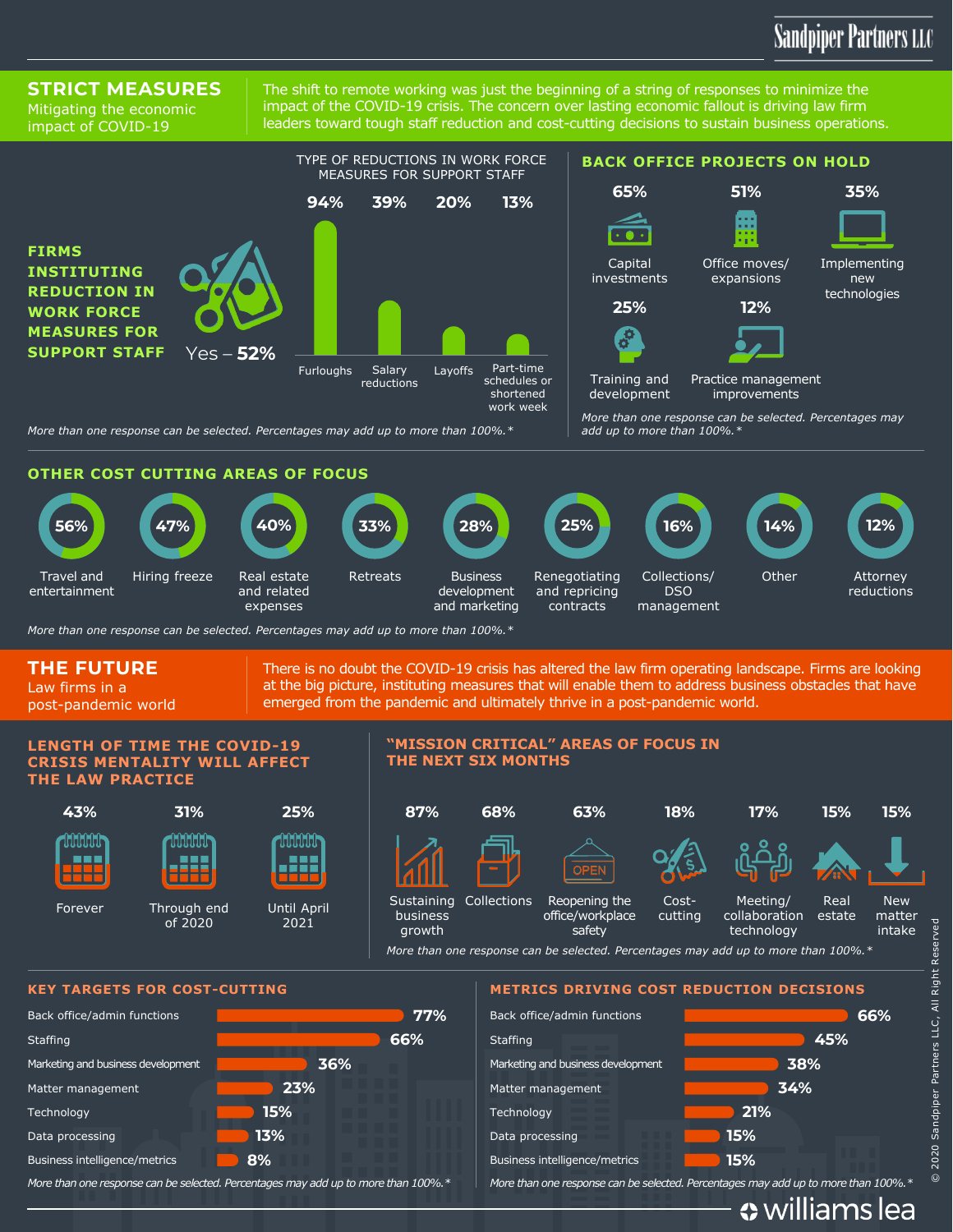Sandpiper Partners LLC

## STRICT MEASURES

Mitigating the economic impact of COVID-19

The shift to remote working was just the beginning of a string of responses to minimize the impact of the COVID-19 crisis. The concern over lasting economic fallout is driving law firm leaders toward tough staff reduction and cost-cutting decisions to sustain business operations.

### FIRMS INSTITUTING REDUCTION IN WORK FORCE MEASURES FOR SUPPORT STAFF

Yes – **52%**

### TYPE OF REDUCTIONS IN WORK FORCE MEASURES FOR SUPPORT STAFF

| Furloughs | Salary reductions | Layoffs | Part-time schedules or shortened work week |
|---|---|---|---|
| 94% | 39% | 20% | 13% |

*More than one response can be selected. Percentages may add up to more than 100%.**

### BACK OFFICE PROJECTS ON HOLD

| Capital investments | Office moves/ expansions | Implementing new technologies | Training and development | Practice management improvements |
|---|---|---|---|---|
| 65% | 51% | 35% | 25% | 12% |

*More than one response can be selected. Percentages may add up to more than 100%.**

### OTHER COST CUTTING AREAS OF FOCUS

| Travel and entertainment | Hiring freeze | Real estate and related expenses | Retreats | Business development and marketing | Renegotiating and repricing contracts | Collections/ DSO management | Other | Attorney reductions |
|---|---|---|---|---|---|---|---|---|
| 56% | 47% | 40% | 33% | 28% | 25% | 16% | 14% | 12% |

*More than one response can be selected. Percentages may add up to more than 100%.**

## THE FUTURE

Law firms in a post-pandemic world

There is no doubt the COVID-19 crisis has altered the law firm operating landscape. Firms are looking at the big picture, instituting measures that will enable them to address business obstacles that have emerged from the pandemic and ultimately thrive in a post-pandemic world.

### LENGTH OF TIME THE COVID-19 CRISIS MENTALITY WILL AFFECT THE LAW PRACTICE

| Forever | Through end of 2020 | Until April 2021 |
|---|---|---|
| 43% | 31% | 25% |

### "MISSION CRITICAL" AREAS OF FOCUS IN THE NEXT SIX MONTHS

| Sustaining business growth | Collections | Reopening the office/workplace safety | Cost-cutting | Meeting/ collaboration technology | Real estate | New matter intake |
|---|---|---|---|---|---|---|
| 87% | 68% | 63% | 18% | 17% | 15% | 15% |

*More than one response can be selected. Percentages may add up to more than 100%.**

### KEY TARGETS FOR COST-CUTTING

| Area | % |
|---|---|
| Back office/admin functions | 77% |
| Staffing | 66% |
| Marketing and business development | 36% |
| Matter management | 23% |
| Technology | 15% |
| Data processing | 13% |
| Business intelligence/metrics | 8% |

*More than one response can be selected. Percentages may add up to more than 100%.**

### METRICS DRIVING COST REDUCTION DECISIONS

| Area | % |
|---|---|
| Back office/admin functions | 66% |
| Staffing | 45% |
| Marketing and business development | 38% |
| Matter management | 34% |
| Technology | 21% |
| Data processing | 15% |
| Business intelligence/metrics | 15% |

*More than one response can be selected. Percentages may add up to more than 100%.**

© 2020 Sandpiper Partners LLC, All Right Reserved

williams lea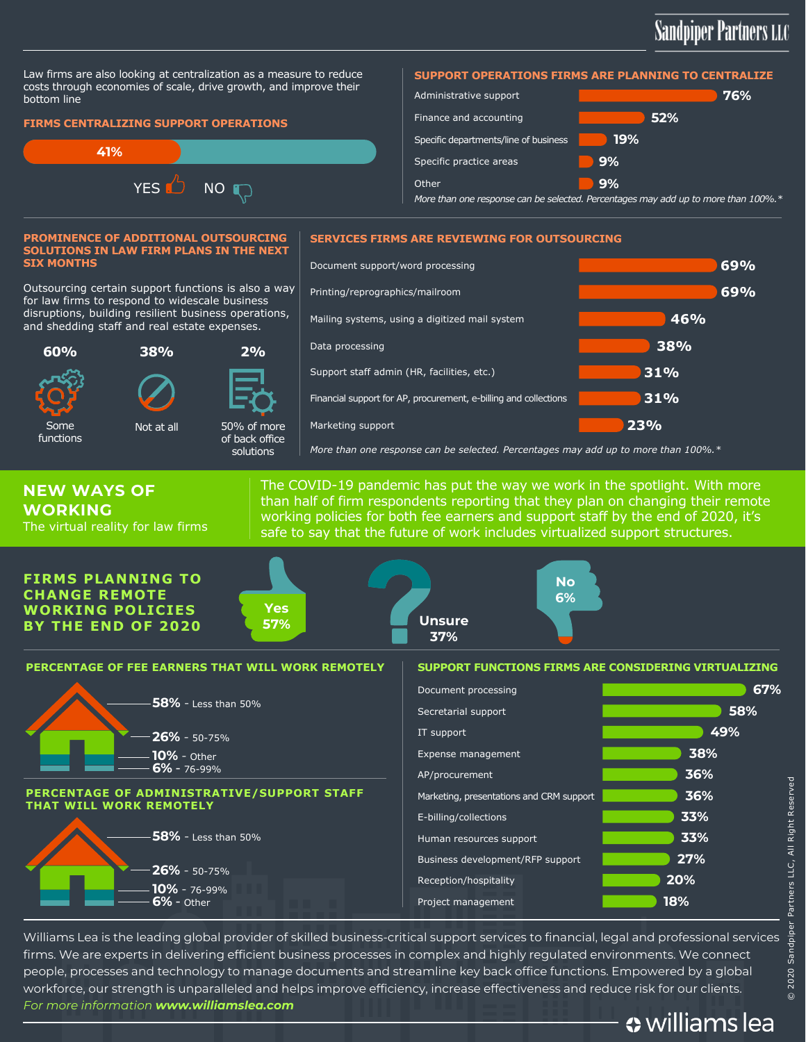Sandpiper Partners LLC

Law firms are also looking at centralization as a measure to reduce costs through economies of scale, drive growth, and improve their bottom line

## FIRMS CENTRALIZING SUPPORT OPERATIONS

41%

YES NO

## SUPPORT OPERATIONS FIRMS ARE PLANNING TO CENTRALIZE

Administrative support 76%
Finance and accounting 52%
Specific departments/line of business 19%
Specific practice areas 9%
Other 9%

*More than one response can be selected. Percentages may add up to more than 100%.**

## PROMINENCE OF ADDITIONAL OUTSOURCING SOLUTIONS IN LAW FIRM PLANS IN THE NEXT SIX MONTHS

Outsourcing certain support functions is also a way for law firms to respond to widescale business disruptions, building resilient business operations, and shedding staff and real estate expenses.

60% Some functions
38% Not at all
2% 50% of more of back office solutions

## SERVICES FIRMS ARE REVIEWING FOR OUTSOURCING

Document support/word processing 69%
Printing/reprographics/mailroom 69%
Mailing systems, using a digitized mail system 46%
Data processing 38%
Support staff admin (HR, facilities, etc.) 31%
Financial support for AP, procurement, e-billing and collections 31%
Marketing support 23%

*More than one response can be selected. Percentages may add up to more than 100%.**

## NEW WAYS OF WORKING

The virtual reality for law firms

The COVID-19 pandemic has put the way we work in the spotlight. With more than half of firm respondents reporting that they plan on changing their remote working policies for both fee earners and support staff by the end of 2020, it's safe to say that the future of work includes virtualized support structures.

## FIRMS PLANNING TO CHANGE REMOTE WORKING POLICIES BY THE END OF 2020

Yes 57%
Unsure 37%
No 6%

## PERCENTAGE OF FEE EARNERS THAT WILL WORK REMOTELY

58% - Less than 50%
26% - 50-75%
10% - Other
6% - 76-99%

## PERCENTAGE OF ADMINISTRATIVE/SUPPORT STAFF THAT WILL WORK REMOTELY

58% - Less than 50%
26% - 50-75%
10% - 76-99%
6% - Other

## SUPPORT FUNCTIONS FIRMS ARE CONSIDERING VIRTUALIZING

Document processing 67%
Secretarial support 58%
IT support 49%
Expense management 38%
AP/procurement 36%
Marketing, presentations and CRM support 36%
E-billing/collections 33%
Human resources support 33%
Business development/RFP support 27%
Reception/hospitality 20%
Project management 18%

Williams Lea is the leading global provider of skilled business-critical support services to financial, legal and professional services firms. We are experts in delivering efficient business processes in complex and highly regulated environments. We connect people, processes and technology to manage documents and streamline key back office functions. Empowered by a global workforce, our strength is unparalleled and helps improve efficiency, increase effectiveness and reduce risk for our clients.

*For more information* ***www.williamslea.com***

williams lea

© 2020 Sandpiper Partners LLC, All Right Reserved